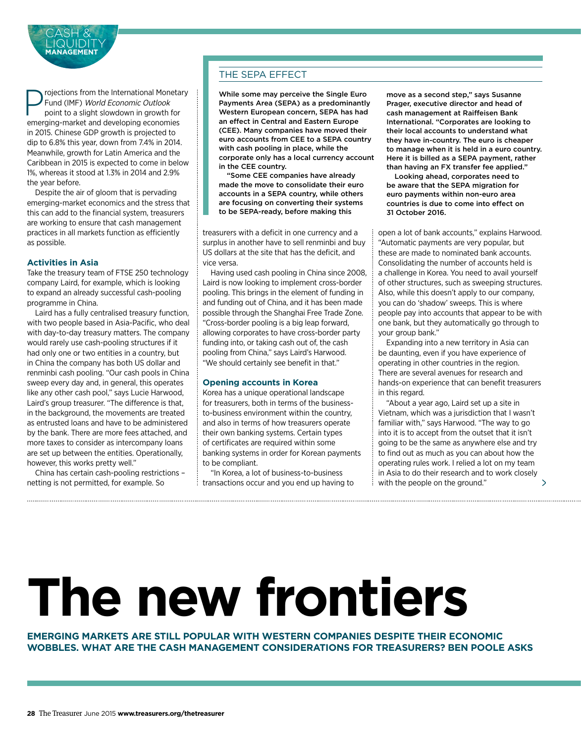# The new frontiers

**EMERGING MARKETS ARE STILL POPULAR WITH WESTERN COMPANIES DESPITE THEIR ECONOMIC WOBBLES. WHAT ARE THE CASH MANAGEMENT CONSIDERATIONS FOR TREASURERS? BEN POOLE ASKS**

Projections from the International Monetary Fund (IMF) *World Economic Outlook* point to a slight slowdown in growth for emerging-market and developing economies in 2015. Chinese GDP growth is projected to dip to 6.8% this year, down from 7.4% in 2014. Meanwhile, growth for Latin America and the Caribbean in 2015 is expected to come in below 1%, whereas it stood at 1.3% in 2014 and 2.9% the year before.

Despite the air of gloom that is pervading emerging-market economics and the stress that this can add to the financial system, treasurers are working to ensure that cash management practices in all markets function as efficiently as possible.

### Activities in Asia

Take the treasury team of FTSE 250 technology company Laird, for example, which is looking to expand an already successful cash-pooling programme in China.

Laird has a fully centralised treasury function, with two people based in Asia-Pacific, who deal with day-to-day treasury matters. The company would rarely use cash-pooling structures if it had only one or two entities in a country, but in China the company has both US dollar and renminbi cash pooling. "Our cash pools in China sweep every day and, in general, this operates like any other cash pool," says Lucie Harwood, Laird's group treasurer. "The difference is that, in the background, the movements are treated as entrusted loans and have to be administered by the bank. There are more fees attached, and more taxes to consider as intercompany loans are set up between the entities. Operationally, however, this works pretty well."

China has certain cash-pooling restrictions – netting is not permitted, for example. So treasurers with a deficit in one currency and a surplus in another have to sell renminbi and buy US dollars at the site that has the deficit, and vice versa.

Having used cash pooling in China since 2008, Laird is now looking to implement cross-border pooling. This brings in the element of funding in and funding out of China, and it has been made possible through the Shanghai Free Trade Zone. "Cross-border pooling is a big leap forward, allowing corporates to have cross-border party funding into, or taking cash out of, the cash pooling from China," says Laird's Harwood. "We should certainly see benefit in that."

### Opening accounts in Korea

Korea has a unique operational landscape for treasurers, both in terms of the business-to-business environment within the country, and also in terms of how treasurers operate their own banking systems. Certain types of certificates are required within some banking systems in order for Korean payments to be compliant.

"In Korea, a lot of business-to-business transactions occur and you end up having to open a lot of bank accounts," explains Harwood. "Automatic payments are very popular, but these are made to nominated bank accounts. Consolidating the number of accounts held is a challenge in Korea. You need to avail yourself of other structures, such as sweeping structures. Also, while this doesn't apply to our company, you can do 'shadow' sweeps. This is where people pay into accounts that appear to be with one bank, but they automatically go through to your group bank."

Expanding into a new territory in Asia can be daunting, even if you have experience of operating in other countries in the region. There are several avenues for research and hands-on experience that can benefit treasurers in this regard.

"About a year ago, Laird set up a site in Vietnam, which was a jurisdiction that I wasn't familiar with," says Harwood. "The way to go into it is to accept from the outset that it isn't going to be the same as anywhere else and try to find out as much as you can about how the operating rules work. I relied a lot on my team in Asia to do their research and to work closely with the people on the ground."

## THE SEPA EFFECT

**While some may perceive the Single Euro Payments Area (SEPA) as a predominantly Western European concern, SEPA has had an effect in Central and Eastern Europe (CEE). Many companies have moved their euro accounts from CEE to a SEPA country with cash pooling in place, while the corporate only has a local currency account in the CEE country.**

**"Some CEE companies have already made the move to consolidate their euro accounts in a SEPA country, while others are focusing on converting their systems to be SEPA-ready, before making this move as a second step," says Susanne Prager, executive director and head of cash management at Raiffeisen Bank International. "Corporates are looking to their local accounts to understand what they have in-country. The euro is cheaper to manage when it is held in a euro country. Here it is billed as a SEPA payment, rather than having an FX transfer fee applied."**

**Looking ahead, corporates need to be aware that the SEPA migration for euro payments within non-euro area countries is due to come into effect on 31 October 2016.**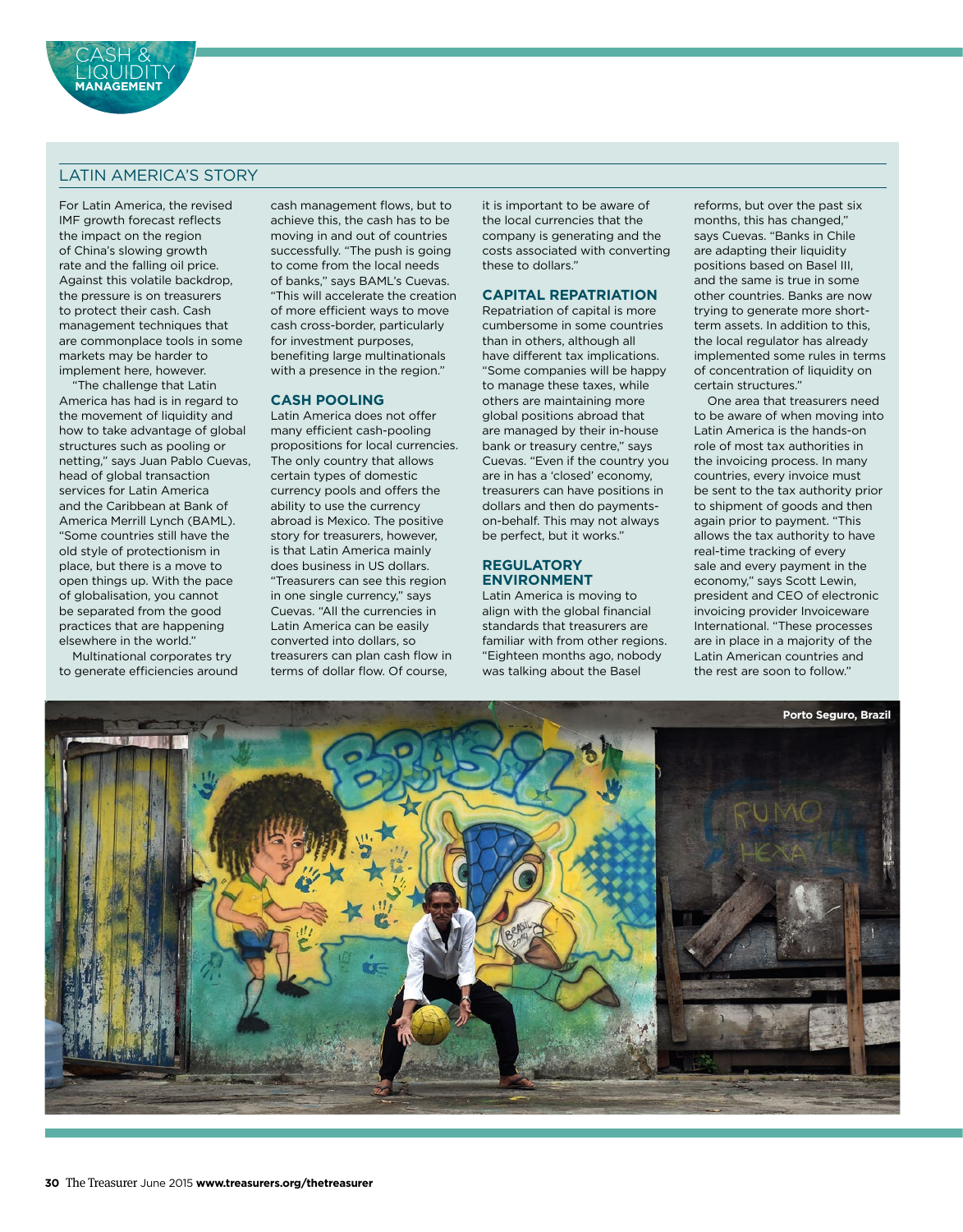## LATIN AMERICA'S STORY

For Latin America, the revised IMF growth forecast reflects the impact on the region of China's slowing growth rate and the falling oil price. Against this volatile backdrop, the pressure is on treasurers to protect their cash. Cash management techniques that are commonplace tools in some markets may be harder to implement here, however.

"The challenge that Latin America has had is in regard to the movement of liquidity and how to take advantage of global structures such as pooling or netting," says Juan Pablo Cuevas, head of global transaction services for Latin America and the Caribbean at Bank of America Merrill Lynch (BAML). "Some countries still have the old style of protectionism in place, but there is a move to open things up. With the pace of globalisation, you cannot be separated from the good practices that are happening elsewhere in the world."

Multinational corporates try to generate efficiencies around cash management flows, but to achieve this, the cash has to be moving in and out of countries successfully. "The push is going to come from the local needs of banks," says BAML's Cuevas. "This will accelerate the creation of more efficient ways to move cash cross-border, particularly for investment purposes, benefiting large multinationals with a presence in the region."

### CASH POOLING

Latin America does not offer many efficient cash-pooling propositions for local currencies. The only country that allows certain types of domestic currency pools and offers the ability to use the currency abroad is Mexico. The positive story for treasurers, however, is that Latin America mainly does business in US dollars. "Treasurers can see this region in one single currency," says Cuevas. "All the currencies in Latin America can be easily converted into dollars, so treasurers can plan cash flow in terms of dollar flow. Of course, it is important to be aware of the local currencies that the company is generating and the costs associated with converting these to dollars."

### CAPITAL REPATRIATION

Repatriation of capital is more cumbersome in some countries than in others, although all have different tax implications. "Some companies will be happy to manage these taxes, while others are maintaining more global positions abroad that are managed by their in-house bank or treasury centre," says Cuevas. "Even if the country you are in has a 'closed' economy, treasurers can have positions in dollars and then do payments-on-behalf. This may not always be perfect, but it works."

### REGULATORY ENVIRONMENT

Latin America is moving to align with the global financial standards that treasurers are familiar with from other regions. "Eighteen months ago, nobody was talking about the Basel reforms, but over the past six months, this has changed," says Cuevas. "Banks in Chile are adapting their liquidity positions based on Basel III, and the same is true in some other countries. Banks are now trying to generate more short-term assets. In addition to this, the local regulator has already implemented some rules in terms of concentration of liquidity on certain structures."

One area that treasurers need to be aware of when moving into Latin America is the hands-on role of most tax authorities in the invoicing process. In many countries, every invoice must be sent to the tax authority prior to shipment of goods and then again prior to payment. "This allows the tax authority to have real-time tracking of every sale and every payment in the economy," says Scott Lewin, president and CEO of electronic invoicing provider Invoiceware International. "These processes are in place in a majority of the Latin American countries and the rest are soon to follow."

Porto Seguro, Brazil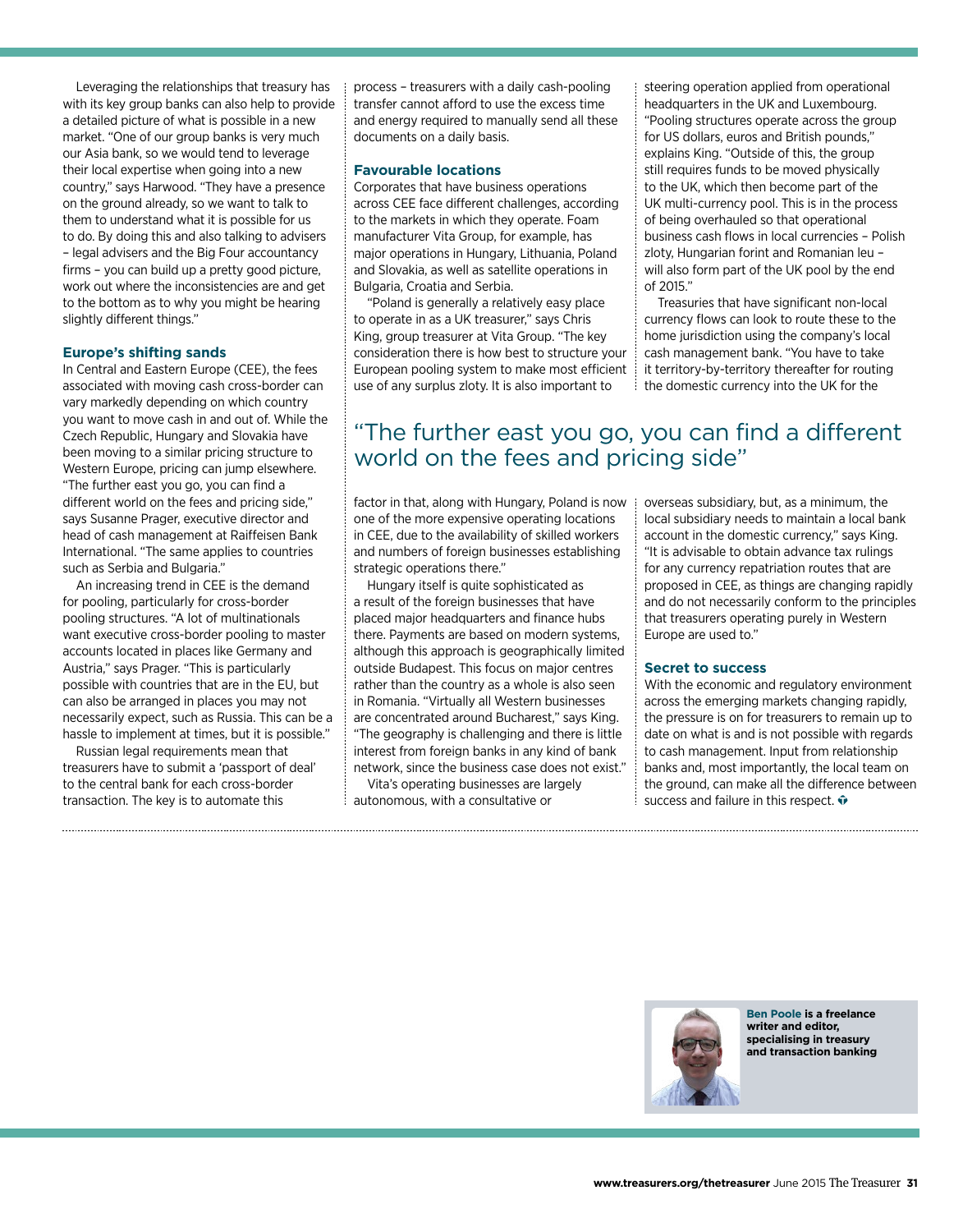Leveraging the relationships that treasury has with its key group banks can also help to provide a detailed picture of what is possible in a new market. "One of our group banks is very much our Asia bank, so we would tend to leverage their local expertise when going into a new country," says Harwood. "They have a presence on the ground already, so we want to talk to them to understand what it is possible for us to do. By doing this and also talking to advisers – legal advisers and the Big Four accountancy firms – you can build up a pretty good picture, work out where the inconsistencies are and get to the bottom as to why you might be hearing slightly different things."

### Europe's shifting sands

In Central and Eastern Europe (CEE), the fees associated with moving cash cross-border can vary markedly depending on which country you want to move cash in and out of. While the Czech Republic, Hungary and Slovakia have been moving to a similar pricing structure to Western Europe, pricing can jump elsewhere. "The further east you go, you can find a different world on the fees and pricing side," says Susanne Prager, executive director and head of cash management at Raiffeisen Bank International. "The same applies to countries such as Serbia and Bulgaria."

An increasing trend in CEE is the demand for pooling, particularly for cross-border pooling structures. "A lot of multinationals want executive cross-border pooling to master accounts located in places like Germany and Austria," says Prager. "This is particularly possible with countries that are in the EU, but can also be arranged in places you may not necessarily expect, such as Russia. This can be a hassle to implement at times, but it is possible."

Russian legal requirements mean that treasurers have to submit a 'passport of deal' to the central bank for each cross-border transaction. The key is to automate this process – treasurers with a daily cash-pooling transfer cannot afford to use the excess time and energy required to manually send all these documents on a daily basis.

### Favourable locations

Corporates that have business operations across CEE face different challenges, according to the markets in which they operate. Foam manufacturer Vita Group, for example, has major operations in Hungary, Lithuania, Poland and Slovakia, as well as satellite operations in Bulgaria, Croatia and Serbia.

"Poland is generally a relatively easy place to operate in as a UK treasurer," says Chris King, group treasurer at Vita Group. "The key consideration there is how best to structure your European pooling system to make most efficient use of any surplus zloty. It is also important to factor in that, along with Hungary, Poland is now one of the more expensive operating locations in CEE, due to the availability of skilled workers and numbers of foreign businesses establishing strategic operations there."

> "The further east you go, you can find a different world on the fees and pricing side"

Hungary itself is quite sophisticated as a result of the foreign businesses that have placed major headquarters and finance hubs there. Payments are based on modern systems, although this approach is geographically limited outside Budapest. This focus on major centres rather than the country as a whole is also seen in Romania. "Virtually all Western businesses are concentrated around Bucharest," says King. "The geography is challenging and there is little interest from foreign banks in any kind of bank network, since the business case does not exist."

Vita's operating businesses are largely autonomous, with a consultative or steering operation applied from operational headquarters in the UK and Luxembourg. "Pooling structures operate across the group for US dollars, euros and British pounds," explains King. "Outside of this, the group still requires funds to be moved physically to the UK, which then become part of the UK multi-currency pool. This is in the process of being overhauled so that operational business cash flows in local currencies – Polish zloty, Hungarian forint and Romanian leu – will also form part of the UK pool by the end of 2015."

Treasuries that have significant non-local currency flows can look to route these to the home jurisdiction using the company's local cash management bank. "You have to take it territory-by-territory thereafter for routing the domestic currency into the UK for the overseas subsidiary, but, as a minimum, the local subsidiary needs to maintain a local bank account in the domestic currency," says King. "It is advisable to obtain advance tax rulings for any currency repatriation routes that are proposed in CEE, as things are changing rapidly and do not necessarily conform to the principles that treasurers operating purely in Western Europe are used to."

### Secret to success

With the economic and regulatory environment across the emerging markets changing rapidly, the pressure is on for treasurers to remain up to date on what is and is not possible with regards to cash management. Input from relationship banks and, most importantly, the local team on the ground, can make all the difference between success and failure in this respect.

**Ben Poole is a freelance writer and editor, specialising in treasury and transaction banking**